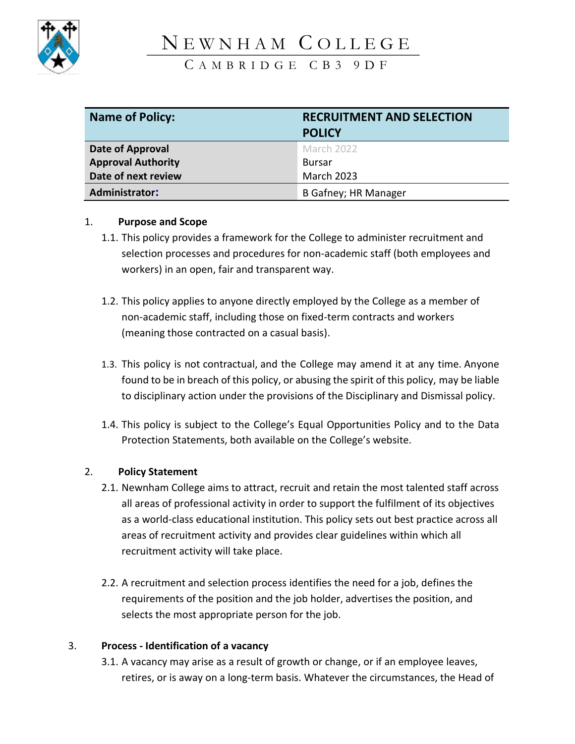# NEWNHAM COLLEGE

CAMBRIDGE CB3 9DF

| Name of Policy: | RECRUITMENT AND SELECTION POLICY |
|---|---|
| Date of Approval | March 2022 |
| Approval Authority | Bursar |
| Date of next review | March 2023 |
| Administrator: | B Gafney; HR Manager |

1. **Purpose and Scope**

1.1. This policy provides a framework for the College to administer recruitment and selection processes and procedures for non-academic staff (both employees and workers) in an open, fair and transparent way.

1.2. This policy applies to anyone directly employed by the College as a member of non-academic staff, including those on fixed-term contracts and workers (meaning those contracted on a casual basis).

1.3. This policy is not contractual, and the College may amend it at any time. Anyone found to be in breach of this policy, or abusing the spirit of this policy, may be liable to disciplinary action under the provisions of the Disciplinary and Dismissal policy.

1.4. This policy is subject to the College's Equal Opportunities Policy and to the Data Protection Statements, both available on the College's website.

2. **Policy Statement**

2.1. Newnham College aims to attract, recruit and retain the most talented staff across all areas of professional activity in order to support the fulfilment of its objectives as a world-class educational institution. This policy sets out best practice across all areas of recruitment activity and provides clear guidelines within which all recruitment activity will take place.

2.2. A recruitment and selection process identifies the need for a job, defines the requirements of the position and the job holder, advertises the position, and selects the most appropriate person for the job.

3. **Process - Identification of a vacancy**

3.1. A vacancy may arise as a result of growth or change, or if an employee leaves, retires, or is away on a long-term basis. Whatever the circumstances, the Head of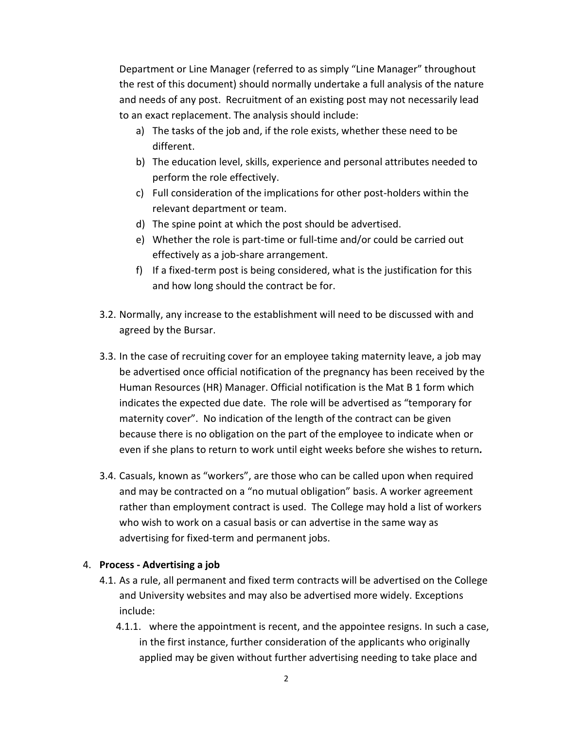Department or Line Manager (referred to as simply "Line Manager" throughout the rest of this document) should normally undertake a full analysis of the nature and needs of any post. Recruitment of an existing post may not necessarily lead to an exact replacement. The analysis should include:

a) The tasks of the job and, if the role exists, whether these need to be different.
b) The education level, skills, experience and personal attributes needed to perform the role effectively.
c) Full consideration of the implications for other post-holders within the relevant department or team.
d) The spine point at which the post should be advertised.
e) Whether the role is part-time or full-time and/or could be carried out effectively as a job-share arrangement.
f) If a fixed-term post is being considered, what is the justification for this and how long should the contract be for.

3.2. Normally, any increase to the establishment will need to be discussed with and agreed by the Bursar.

3.3. In the case of recruiting cover for an employee taking maternity leave, a job may be advertised once official notification of the pregnancy has been received by the Human Resources (HR) Manager. Official notification is the Mat B 1 form which indicates the expected due date. The role will be advertised as "temporary for maternity cover". No indication of the length of the contract can be given because there is no obligation on the part of the employee to indicate when or even if she plans to return to work until eight weeks before she wishes to return***.***

3.4. Casuals, known as "workers", are those who can be called upon when required and may be contracted on a "no mutual obligation" basis. A worker agreement rather than employment contract is used. The College may hold a list of workers who wish to work on a casual basis or can advertise in the same way as advertising for fixed-term and permanent jobs.

4. **Process - Advertising a job**

4.1. As a rule, all permanent and fixed term contracts will be advertised on the College and University websites and may also be advertised more widely. Exceptions include:

4.1.1. where the appointment is recent, and the appointee resigns. In such a case, in the first instance, further consideration of the applicants who originally applied may be given without further advertising needing to take place and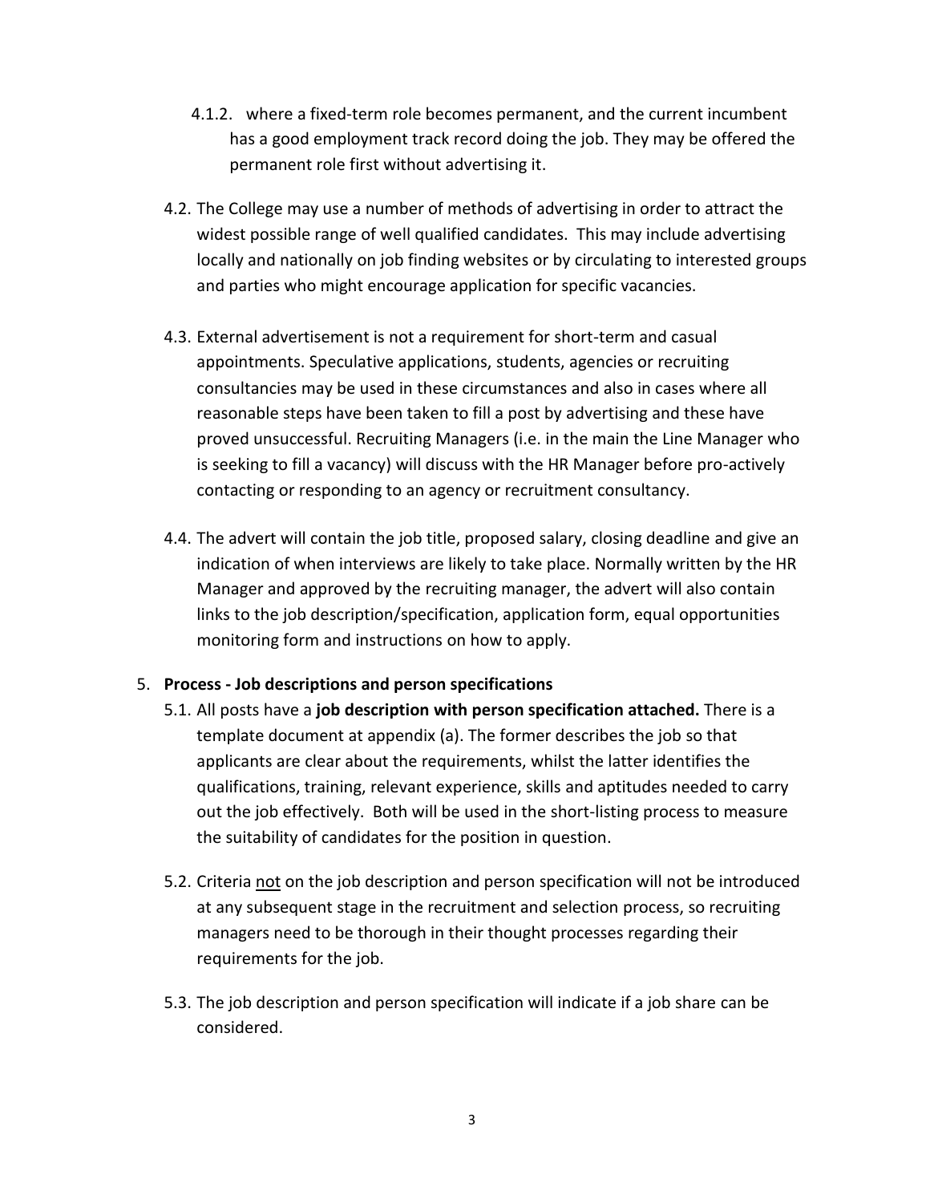4.1.2. where a fixed-term role becomes permanent, and the current incumbent has a good employment track record doing the job. They may be offered the permanent role first without advertising it.

4.2. The College may use a number of methods of advertising in order to attract the widest possible range of well qualified candidates. This may include advertising locally and nationally on job finding websites or by circulating to interested groups and parties who might encourage application for specific vacancies.

4.3. External advertisement is not a requirement for short-term and casual appointments. Speculative applications, students, agencies or recruiting consultancies may be used in these circumstances and also in cases where all reasonable steps have been taken to fill a post by advertising and these have proved unsuccessful. Recruiting Managers (i.e. in the main the Line Manager who is seeking to fill a vacancy) will discuss with the HR Manager before pro-actively contacting or responding to an agency or recruitment consultancy.

4.4. The advert will contain the job title, proposed salary, closing deadline and give an indication of when interviews are likely to take place. Normally written by the HR Manager and approved by the recruiting manager, the advert will also contain links to the job description/specification, application form, equal opportunities monitoring form and instructions on how to apply.

5. **Process - Job descriptions and person specifications**

5.1. All posts have a **job description with person specification attached.** There is a template document at appendix (a). The former describes the job so that applicants are clear about the requirements, whilst the latter identifies the qualifications, training, relevant experience, skills and aptitudes needed to carry out the job effectively. Both will be used in the short-listing process to measure the suitability of candidates for the position in question.

5.2. Criteria <u>not</u> on the job description and person specification will not be introduced at any subsequent stage in the recruitment and selection process, so recruiting managers need to be thorough in their thought processes regarding their requirements for the job.

5.3. The job description and person specification will indicate if a job share can be considered.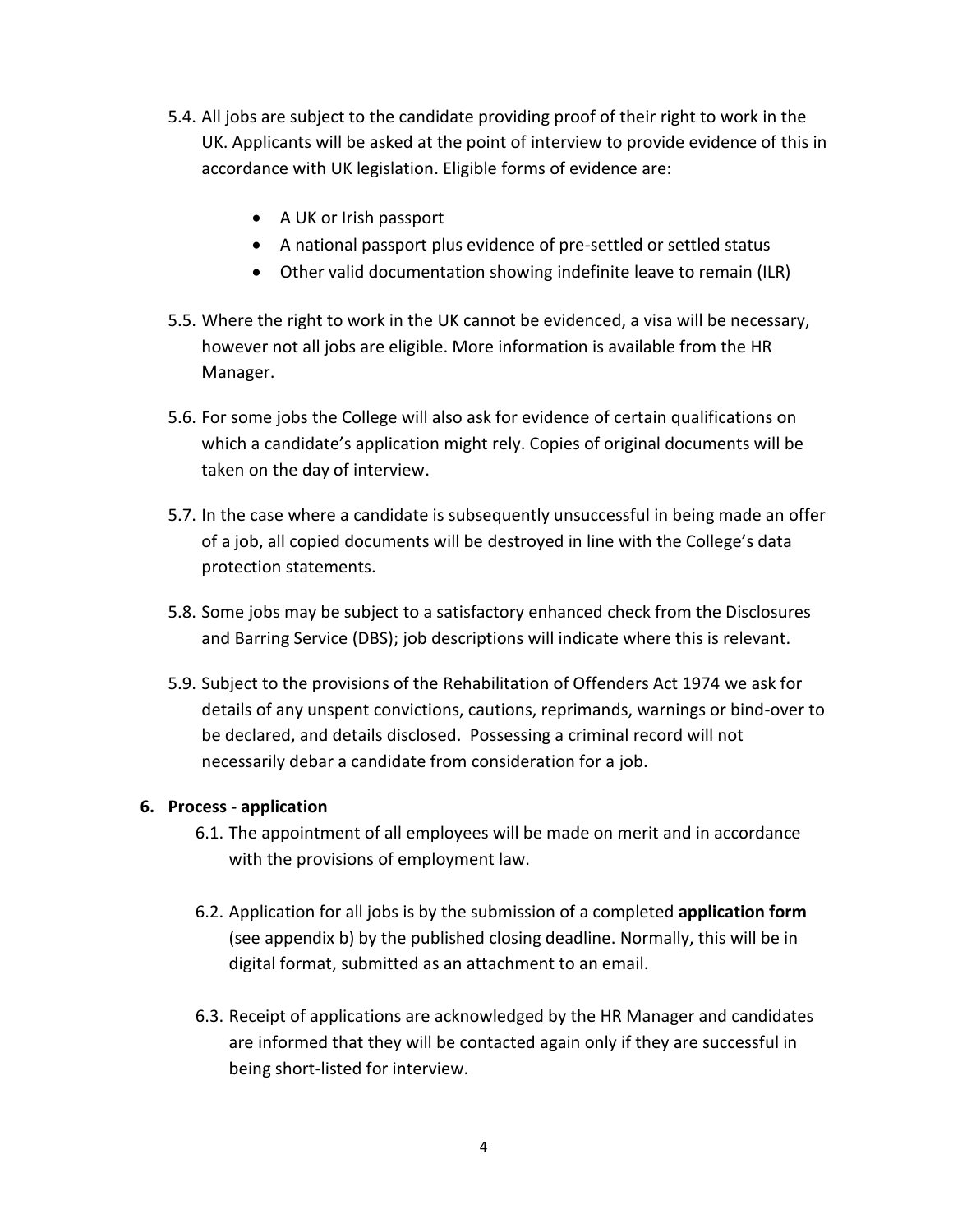5.4. All jobs are subject to the candidate providing proof of their right to work in the UK. Applicants will be asked at the point of interview to provide evidence of this in accordance with UK legislation. Eligible forms of evidence are:

- A UK or Irish passport
- A national passport plus evidence of pre-settled or settled status
- Other valid documentation showing indefinite leave to remain (ILR)

5.5. Where the right to work in the UK cannot be evidenced, a visa will be necessary, however not all jobs are eligible. More information is available from the HR Manager.

5.6. For some jobs the College will also ask for evidence of certain qualifications on which a candidate's application might rely. Copies of original documents will be taken on the day of interview.

5.7. In the case where a candidate is subsequently unsuccessful in being made an offer of a job, all copied documents will be destroyed in line with the College's data protection statements.

5.8. Some jobs may be subject to a satisfactory enhanced check from the Disclosures and Barring Service (DBS); job descriptions will indicate where this is relevant.

5.9. Subject to the provisions of the Rehabilitation of Offenders Act 1974 we ask for details of any unspent convictions, cautions, reprimands, warnings or bind-over to be declared, and details disclosed. Possessing a criminal record will not necessarily debar a candidate from consideration for a job.

## 6. Process - application

6.1. The appointment of all employees will be made on merit and in accordance with the provisions of employment law.

6.2. Application for all jobs is by the submission of a completed **application form** (see appendix b) by the published closing deadline. Normally, this will be in digital format, submitted as an attachment to an email.

6.3. Receipt of applications are acknowledged by the HR Manager and candidates are informed that they will be contacted again only if they are successful in being short-listed for interview.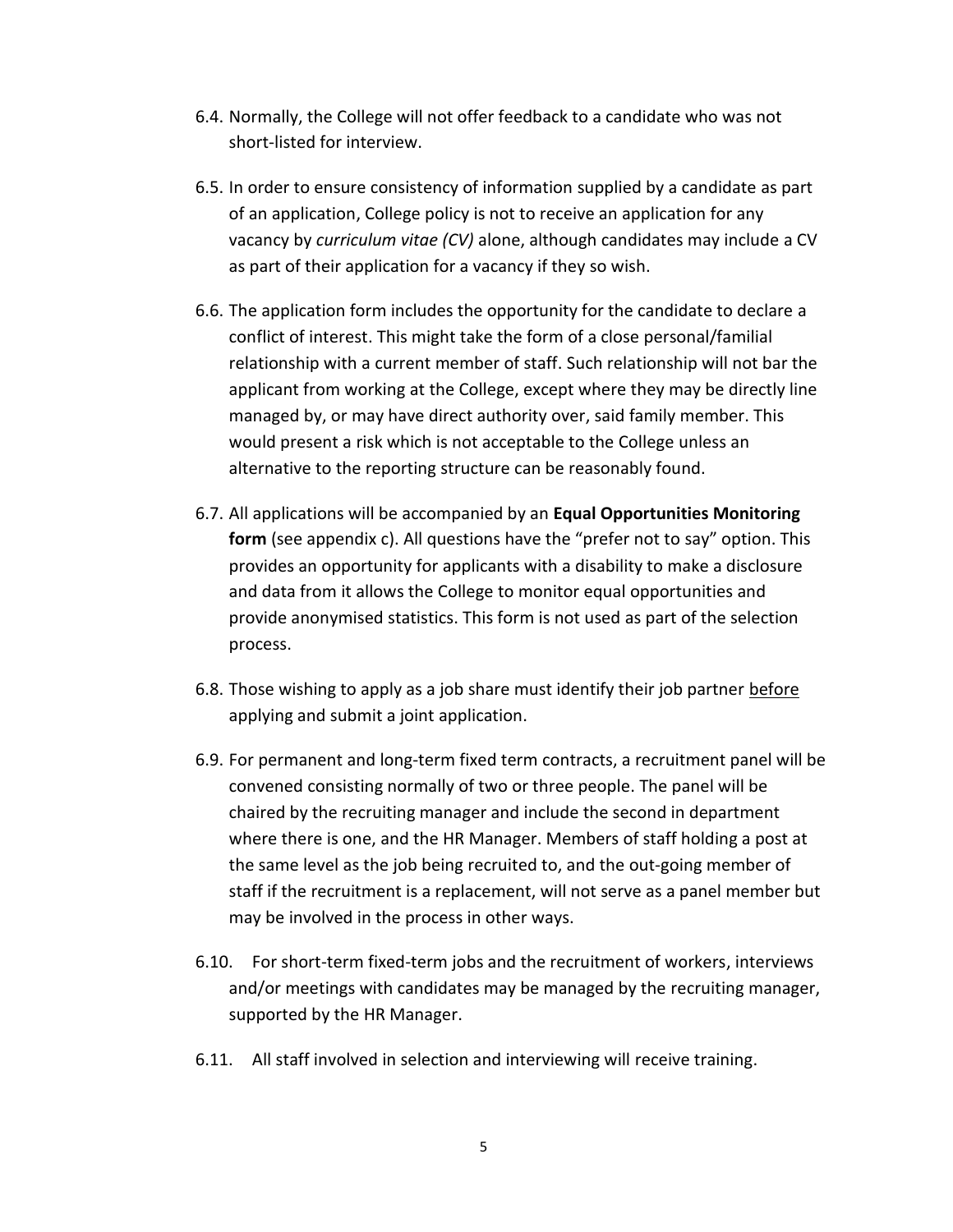6.4. Normally, the College will not offer feedback to a candidate who was not short-listed for interview.

6.5. In order to ensure consistency of information supplied by a candidate as part of an application, College policy is not to receive an application for any vacancy by *curriculum vitae (CV)* alone, although candidates may include a CV as part of their application for a vacancy if they so wish.

6.6. The application form includes the opportunity for the candidate to declare a conflict of interest. This might take the form of a close personal/familial relationship with a current member of staff. Such relationship will not bar the applicant from working at the College, except where they may be directly line managed by, or may have direct authority over, said family member. This would present a risk which is not acceptable to the College unless an alternative to the reporting structure can be reasonably found.

6.7. All applications will be accompanied by an **Equal Opportunities Monitoring form** (see appendix c). All questions have the "prefer not to say" option. This provides an opportunity for applicants with a disability to make a disclosure and data from it allows the College to monitor equal opportunities and provide anonymised statistics. This form is not used as part of the selection process.

6.8. Those wishing to apply as a job share must identify their job partner <u>before</u> applying and submit a joint application.

6.9. For permanent and long-term fixed term contracts, a recruitment panel will be convened consisting normally of two or three people. The panel will be chaired by the recruiting manager and include the second in department where there is one, and the HR Manager. Members of staff holding a post at the same level as the job being recruited to, and the out-going member of staff if the recruitment is a replacement, will not serve as a panel member but may be involved in the process in other ways.

6.10. For short-term fixed-term jobs and the recruitment of workers, interviews and/or meetings with candidates may be managed by the recruiting manager, supported by the HR Manager.

6.11. All staff involved in selection and interviewing will receive training.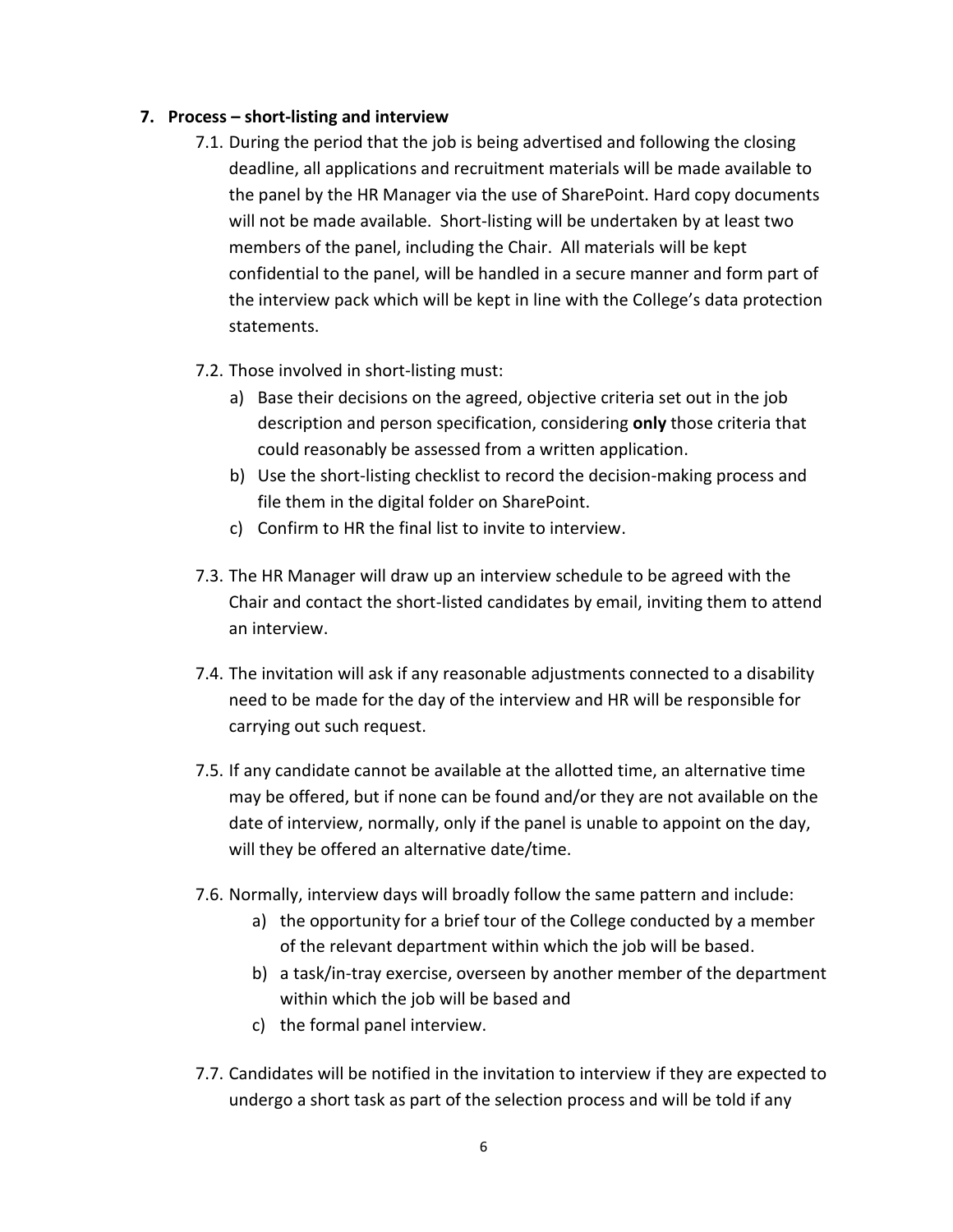## 7. Process – short-listing and interview

7.1. During the period that the job is being advertised and following the closing deadline, all applications and recruitment materials will be made available to the panel by the HR Manager via the use of SharePoint. Hard copy documents will not be made available. Short-listing will be undertaken by at least two members of the panel, including the Chair. All materials will be kept confidential to the panel, will be handled in a secure manner and form part of the interview pack which will be kept in line with the College's data protection statements.

7.2. Those involved in short-listing must:

a) Base their decisions on the agreed, objective criteria set out in the job description and person specification, considering **only** those criteria that could reasonably be assessed from a written application.

b) Use the short-listing checklist to record the decision-making process and file them in the digital folder on SharePoint.

c) Confirm to HR the final list to invite to interview.

7.3. The HR Manager will draw up an interview schedule to be agreed with the Chair and contact the short-listed candidates by email, inviting them to attend an interview.

7.4. The invitation will ask if any reasonable adjustments connected to a disability need to be made for the day of the interview and HR will be responsible for carrying out such request.

7.5. If any candidate cannot be available at the allotted time, an alternative time may be offered, but if none can be found and/or they are not available on the date of interview, normally, only if the panel is unable to appoint on the day, will they be offered an alternative date/time.

7.6. Normally, interview days will broadly follow the same pattern and include:

a) the opportunity for a brief tour of the College conducted by a member of the relevant department within which the job will be based.

b) a task/in-tray exercise, overseen by another member of the department within which the job will be based and

c) the formal panel interview.

7.7. Candidates will be notified in the invitation to interview if they are expected to undergo a short task as part of the selection process and will be told if any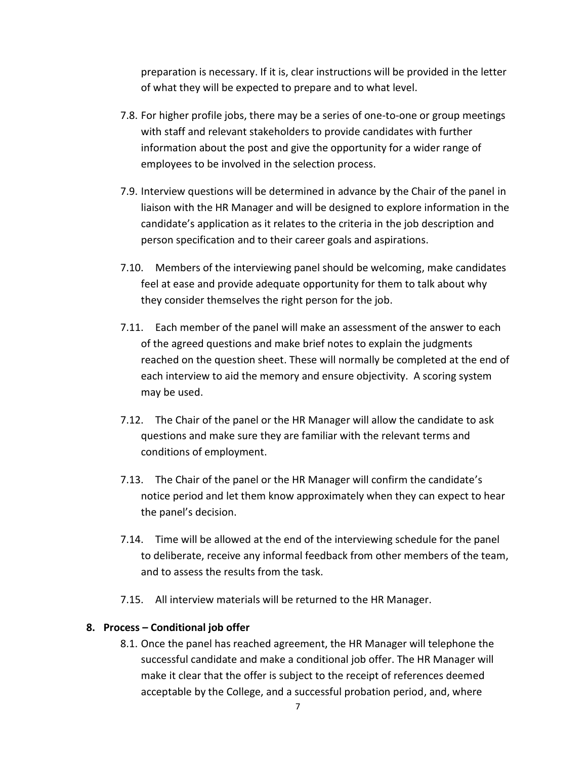preparation is necessary. If it is, clear instructions will be provided in the letter of what they will be expected to prepare and to what level.

7.8. For higher profile jobs, there may be a series of one-to-one or group meetings with staff and relevant stakeholders to provide candidates with further information about the post and give the opportunity for a wider range of employees to be involved in the selection process.

7.9. Interview questions will be determined in advance by the Chair of the panel in liaison with the HR Manager and will be designed to explore information in the candidate's application as it relates to the criteria in the job description and person specification and to their career goals and aspirations.

7.10. Members of the interviewing panel should be welcoming, make candidates feel at ease and provide adequate opportunity for them to talk about why they consider themselves the right person for the job.

7.11. Each member of the panel will make an assessment of the answer to each of the agreed questions and make brief notes to explain the judgments reached on the question sheet. These will normally be completed at the end of each interview to aid the memory and ensure objectivity. A scoring system may be used.

7.12. The Chair of the panel or the HR Manager will allow the candidate to ask questions and make sure they are familiar with the relevant terms and conditions of employment.

7.13. The Chair of the panel or the HR Manager will confirm the candidate's notice period and let them know approximately when they can expect to hear the panel's decision.

7.14. Time will be allowed at the end of the interviewing schedule for the panel to deliberate, receive any informal feedback from other members of the team, and to assess the results from the task.

7.15. All interview materials will be returned to the HR Manager.

## 8. Process – Conditional job offer

8.1. Once the panel has reached agreement, the HR Manager will telephone the successful candidate and make a conditional job offer. The HR Manager will make it clear that the offer is subject to the receipt of references deemed acceptable by the College, and a successful probation period, and, where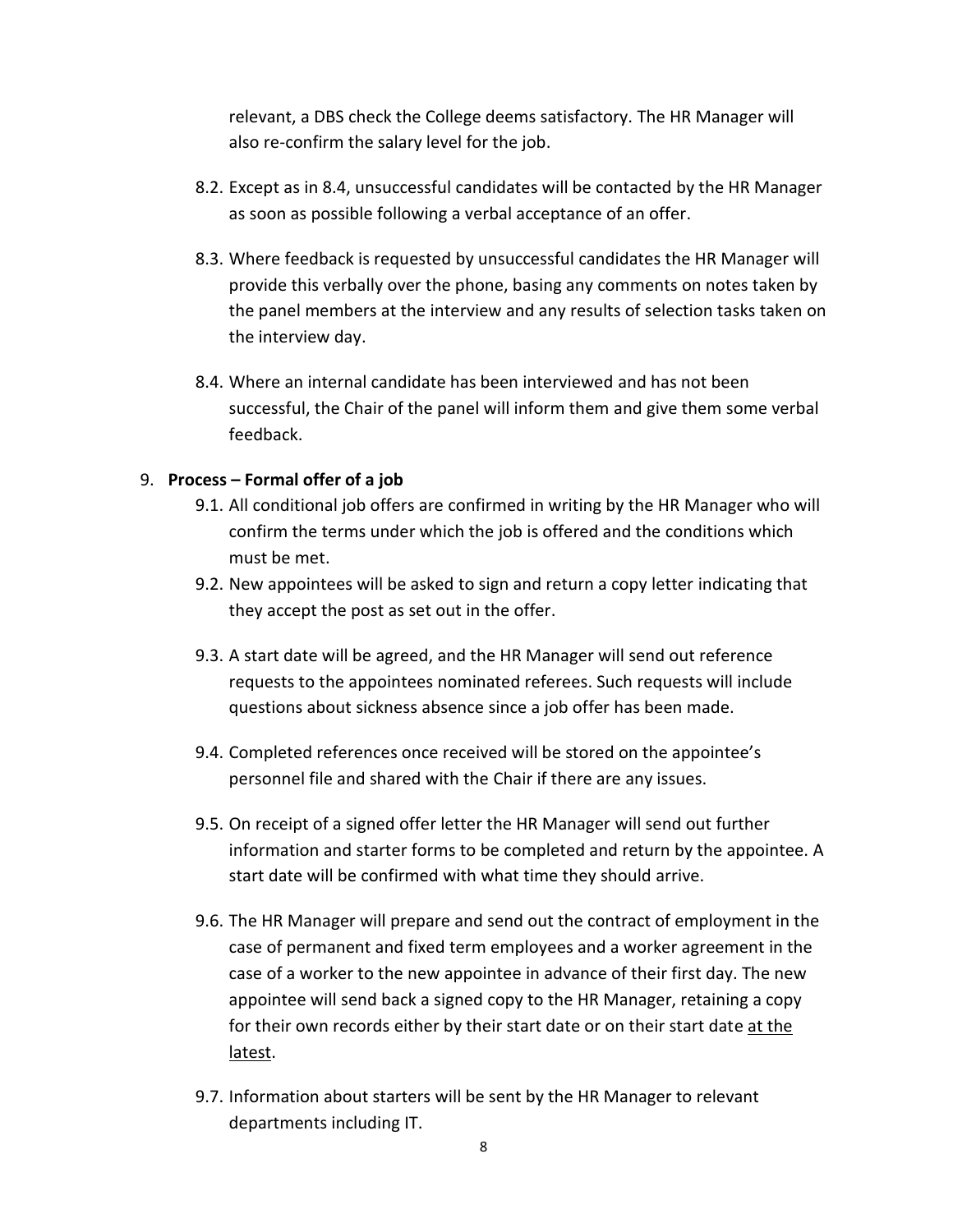relevant, a DBS check the College deems satisfactory. The HR Manager will also re-confirm the salary level for the job.

8.2. Except as in 8.4, unsuccessful candidates will be contacted by the HR Manager as soon as possible following a verbal acceptance of an offer.

8.3. Where feedback is requested by unsuccessful candidates the HR Manager will provide this verbally over the phone, basing any comments on notes taken by the panel members at the interview and any results of selection tasks taken on the interview day.

8.4. Where an internal candidate has been interviewed and has not been successful, the Chair of the panel will inform them and give them some verbal feedback.

9. **Process – Formal offer of a job**

9.1. All conditional job offers are confirmed in writing by the HR Manager who will confirm the terms under which the job is offered and the conditions which must be met.

9.2. New appointees will be asked to sign and return a copy letter indicating that they accept the post as set out in the offer.

9.3. A start date will be agreed, and the HR Manager will send out reference requests to the appointees nominated referees. Such requests will include questions about sickness absence since a job offer has been made.

9.4. Completed references once received will be stored on the appointee's personnel file and shared with the Chair if there are any issues.

9.5. On receipt of a signed offer letter the HR Manager will send out further information and starter forms to be completed and return by the appointee. A start date will be confirmed with what time they should arrive.

9.6. The HR Manager will prepare and send out the contract of employment in the case of permanent and fixed term employees and a worker agreement in the case of a worker to the new appointee in advance of their first day. The new appointee will send back a signed copy to the HR Manager, retaining a copy for their own records either by their start date or on their start date <u>at the latest</u>.

9.7. Information about starters will be sent by the HR Manager to relevant departments including IT.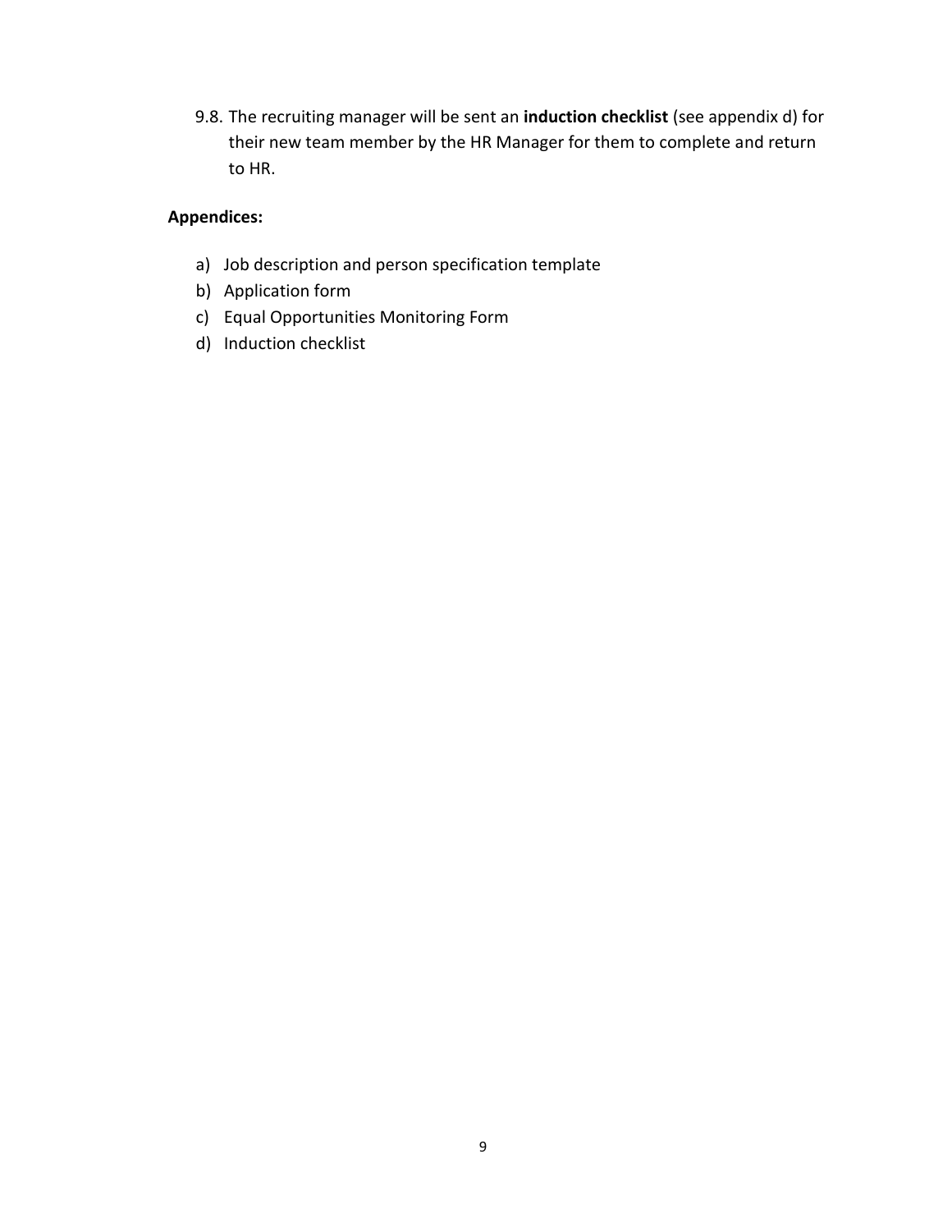9.8. The recruiting manager will be sent an **induction checklist** (see appendix d) for their new team member by the HR Manager for them to complete and return to HR.

**Appendices:**

a) Job description and person specification template
b) Application form
c) Equal Opportunities Monitoring Form
d) Induction checklist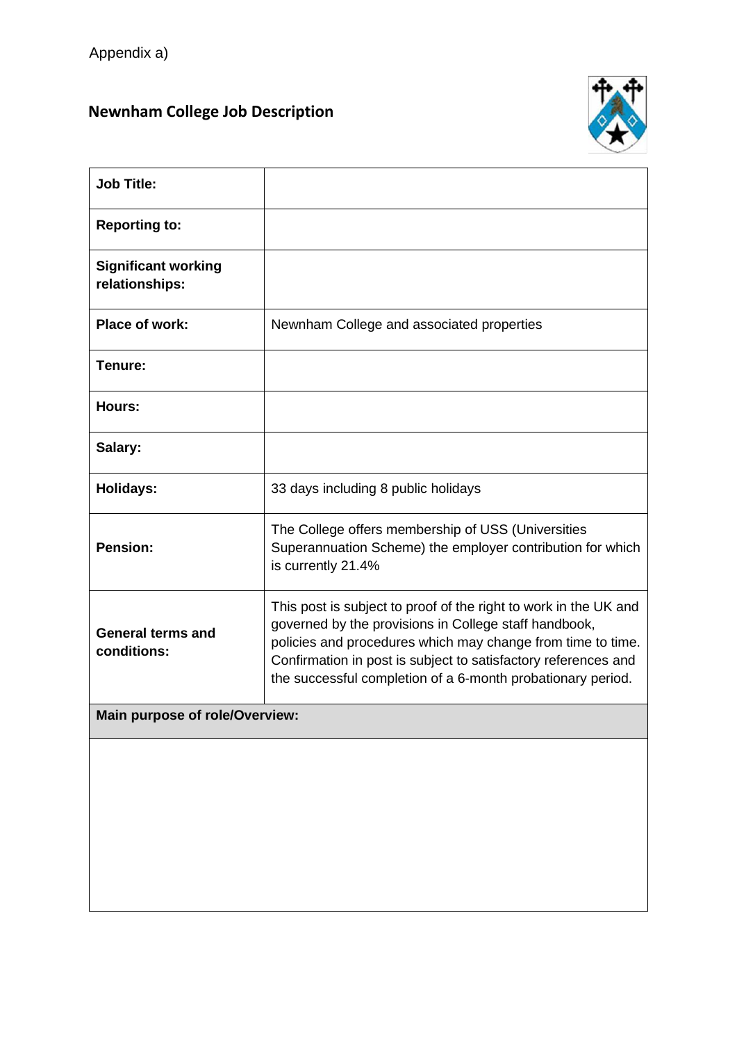Appendix a)

## Newnham College Job Description

| | |
|---|---|
| **Job Title:** | |
| **Reporting to:** | |
| **Significant working relationships:** | |
| **Place of work:** | Newnham College and associated properties |
| **Tenure:** | |
| **Hours:** | |
| **Salary:** | |
| **Holidays:** | 33 days including 8 public holidays |
| **Pension:** | The College offers membership of USS (Universities Superannuation Scheme) the employer contribution for which is currently 21.4% |
| **General terms and conditions:** | This post is subject to proof of the right to work in the UK and governed by the provisions in College staff handbook, policies and procedures which may change from time to time. Confirmation in post is subject to satisfactory references and the successful completion of a 6-month probationary period. |
| **Main purpose of role/Overview:** | |
| | |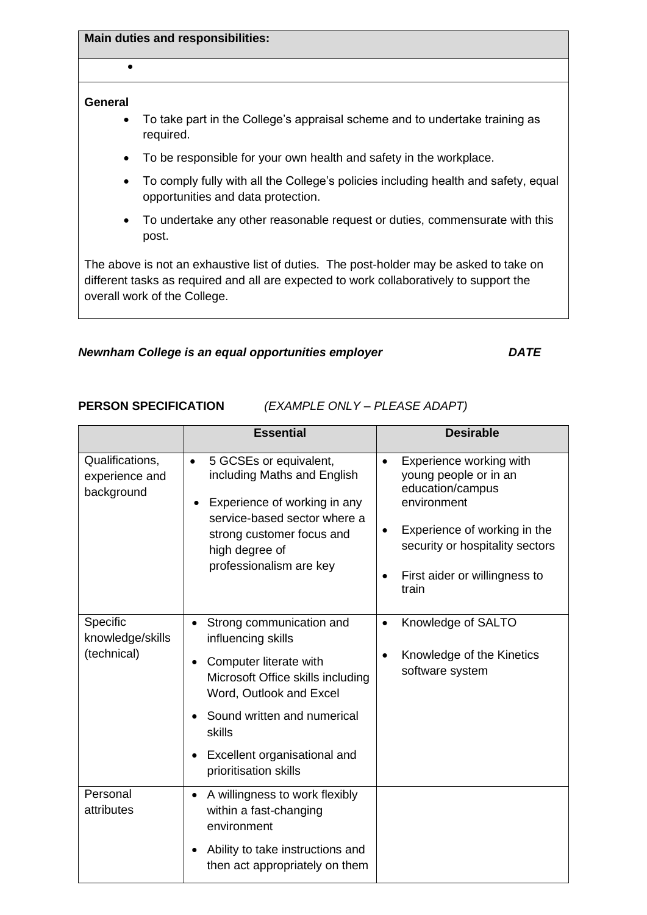**Main duties and responsibilities:**

- 

**General**

- To take part in the College's appraisal scheme and to undertake training as required.
- To be responsible for your own health and safety in the workplace.
- To comply fully with all the College's policies including health and safety, equal opportunities and data protection.
- To undertake any other reasonable request or duties, commensurate with this post.

The above is not an exhaustive list of duties. The post-holder may be asked to take on different tasks as required and all are expected to work collaboratively to support the overall work of the College.

***Newnham College is an equal opportunities employer*** ***DATE***

**PERSON SPECIFICATION** *(EXAMPLE ONLY – PLEASE ADAPT)*

| | **Essential** | **Desirable** |
|---|---|---|
| Qualifications, experience and background | • 5 GCSEs or equivalent, including Maths and English<br>• Experience of working in any service-based sector where a strong customer focus and high degree of professionalism are key | • Experience working with young people or in an education/campus environment<br>• Experience of working in the security or hospitality sectors<br>• First aider or willingness to train |
| Specific knowledge/skills (technical) | • Strong communication and influencing skills<br>• Computer literate with Microsoft Office skills including Word, Outlook and Excel<br>• Sound written and numerical skills<br>• Excellent organisational and prioritisation skills | • Knowledge of SALTO<br>• Knowledge of the Kinetics software system |
| Personal attributes | • A willingness to work flexibly within a fast-changing environment<br>• Ability to take instructions and then act appropriately on them | |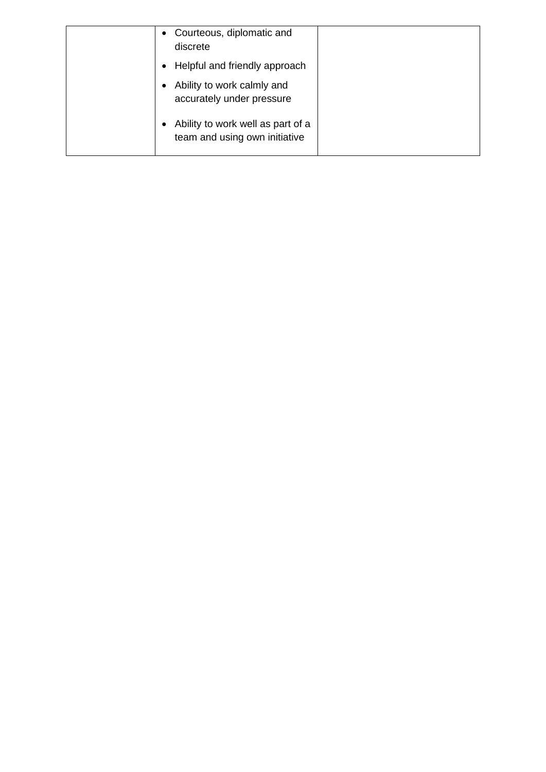| | | |
|---|---|---|
| | • Courteous, diplomatic and discrete<br>• Helpful and friendly approach<br>• Ability to work calmly and accurately under pressure<br>• Ability to work well as part of a team and using own initiative | |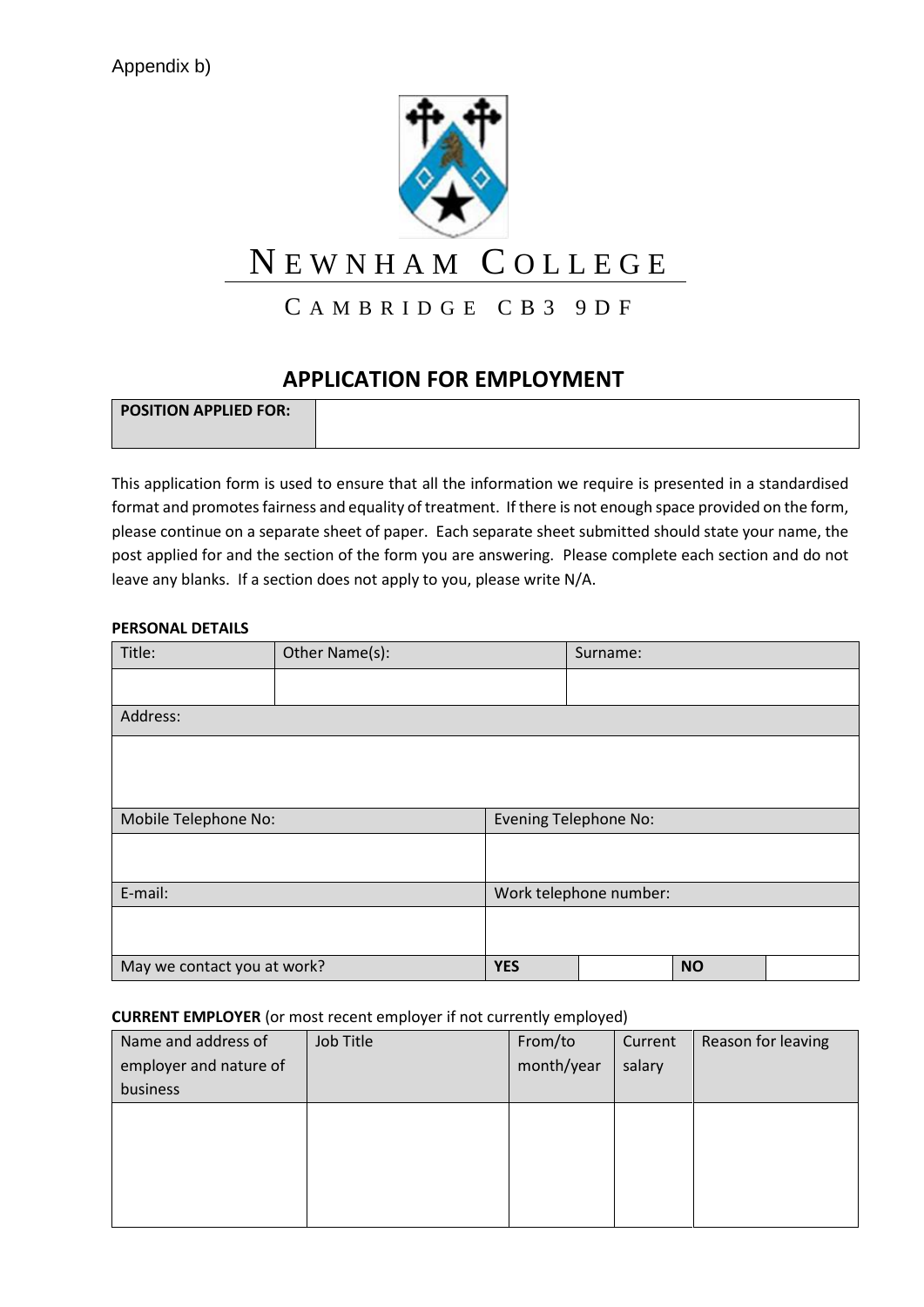Appendix b)

# NEWNHAM COLLEGE

CAMBRIDGE CB3 9DF

## APPLICATION FOR EMPLOYMENT

| **POSITION APPLIED FOR:** | |
|---|---|

This application form is used to ensure that all the information we require is presented in a standardised format and promotes fairness and equality of treatment. If there is not enough space provided on the form, please continue on a separate sheet of paper. Each separate sheet submitted should state your name, the post applied for and the section of the form you are answering. Please complete each section and do not leave any blanks. If a section does not apply to you, please write N/A.

**PERSONAL DETAILS**

| Title: | Other Name(s): | Surname: |
|---|---|---|
| | | |
| Address: | | |
| | | |

| Mobile Telephone No: | Evening Telephone No: | | |
|---|---|---|---|
| | | | |
| E-mail: | Work telephone number: | | |
| | | | |
| May we contact you at work? | **YES** | | **NO** |

**CURRENT EMPLOYER** (or most recent employer if not currently employed)

| Name and address of employer and nature of business | Job Title | From/to month/year | Current salary | Reason for leaving |
|---|---|---|---|---|
| | | | | |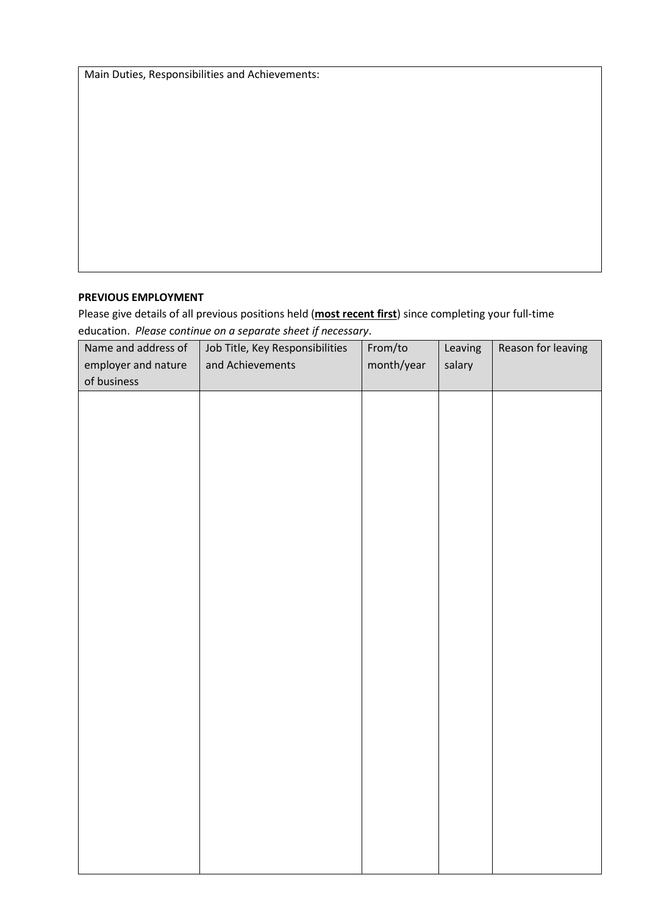| Main Duties, Responsibilities and Achievements: |
| --- |
| |

**PREVIOUS EMPLOYMENT**

Please give details of all previous positions held (**most recent first**) since completing your full-time education. *Please continue on a separate sheet if necessary*.

| Name and address of employer and nature of business | Job Title, Key Responsibilities and Achievements | From/to month/year | Leaving salary | Reason for leaving |
| --- | --- | --- | --- | --- |
| | | | | |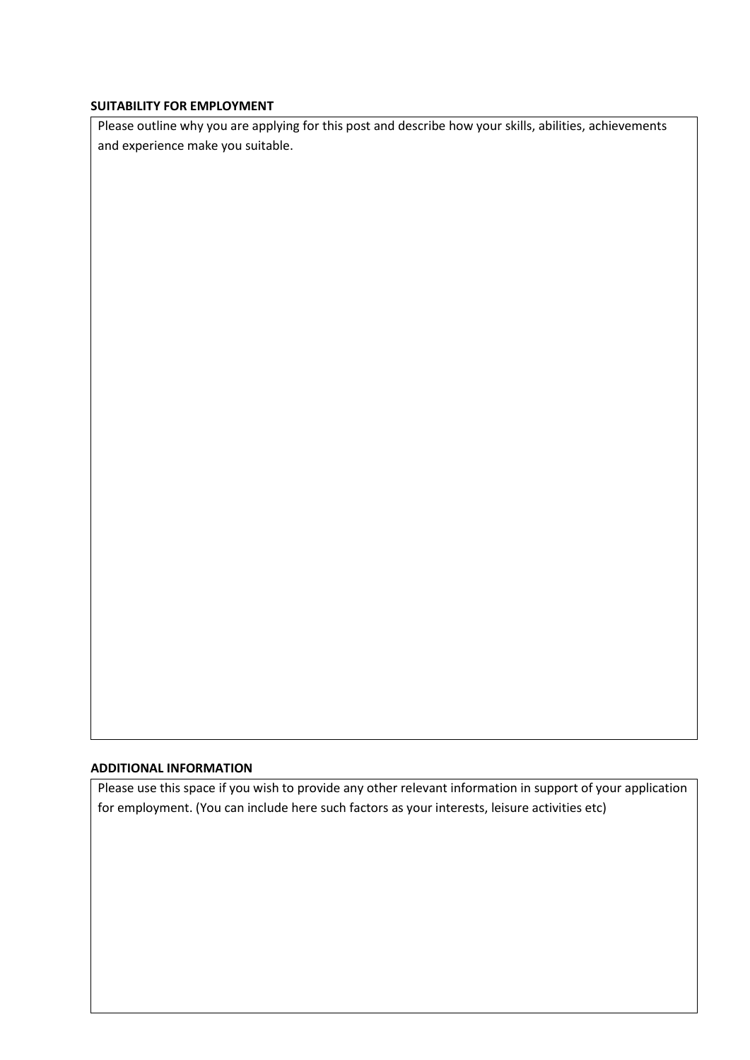**SUITABILITY FOR EMPLOYMENT**

Please outline why you are applying for this post and describe how your skills, abilities, achievements and experience make you suitable.

**ADDITIONAL INFORMATION**

Please use this space if you wish to provide any other relevant information in support of your application for employment. (You can include here such factors as your interests, leisure activities etc)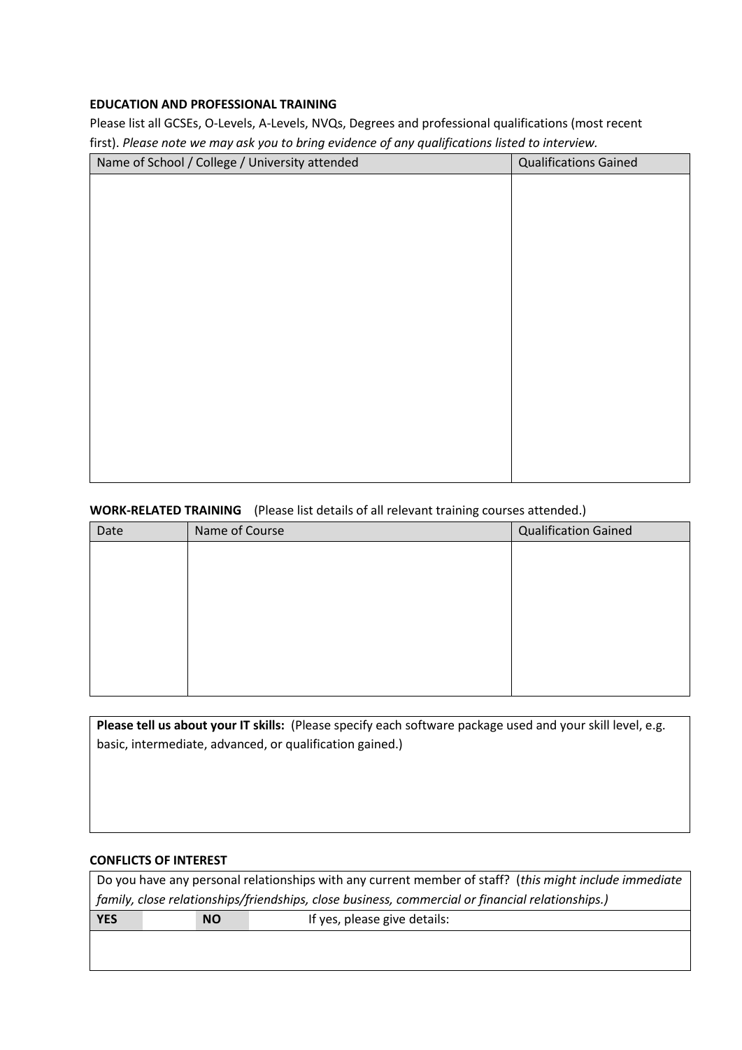**EDUCATION AND PROFESSIONAL TRAINING**

Please list all GCSEs, O-Levels, A-Levels, NVQs, Degrees and professional qualifications (most recent first). *Please note we may ask you to bring evidence of any qualifications listed to interview.*

| Name of School / College / University attended | Qualifications Gained |
| --- | --- |
| | |

**WORK-RELATED TRAINING** (Please list details of all relevant training courses attended.)

| Date | Name of Course | Qualification Gained |
| --- | --- | --- |
| | | |

| **Please tell us about your IT skills:** (Please specify each software package used and your skill level, e.g. basic, intermediate, advanced, or qualification gained.) |
| --- |
| |

**CONFLICTS OF INTEREST**

| Do you have any personal relationships with any current member of staff? (*this might include immediate family, close relationships/friendships, close business, commercial or financial relationships.)* | | | | |
| --- | --- | --- | --- | --- |
| **YES** | | **NO** | | If yes, please give details: |
| | | | | |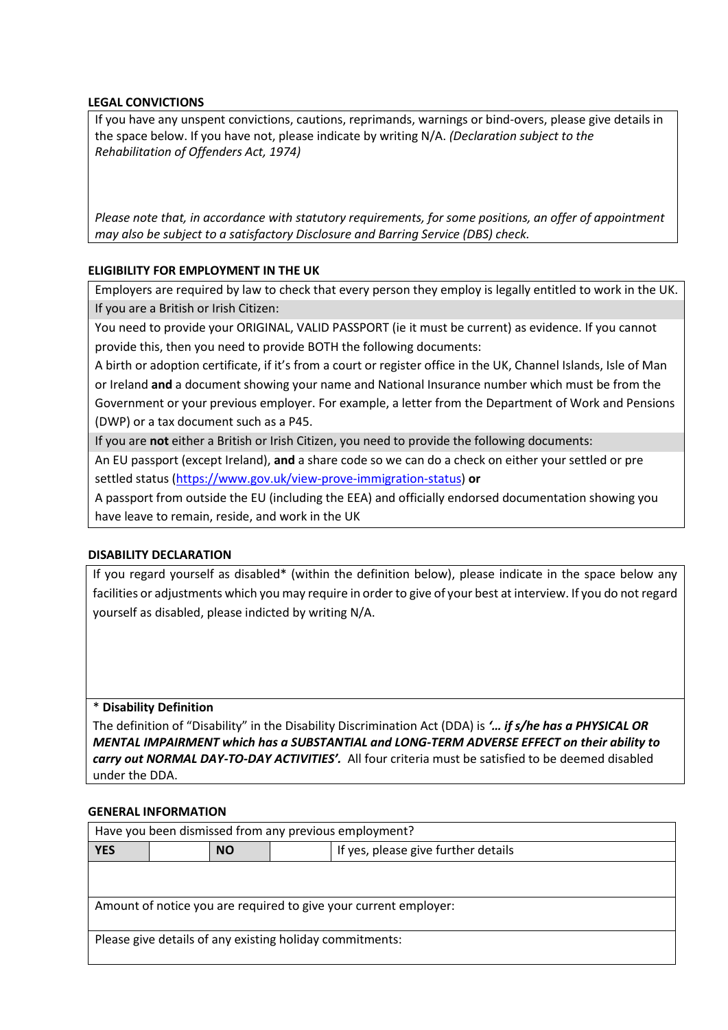**LEGAL CONVICTIONS**

If you have any unspent convictions, cautions, reprimands, warnings or bind-overs, please give details in the space below. If you have not, please indicate by writing N/A. *(Declaration subject to the Rehabilitation of Offenders Act, 1974)*

*Please note that, in accordance with statutory requirements, for some positions, an offer of appointment may also be subject to a satisfactory Disclosure and Barring Service (DBS) check.*

**ELIGIBILITY FOR EMPLOYMENT IN THE UK**

Employers are required by law to check that every person they employ is legally entitled to work in the UK.

If you are a British or Irish Citizen:

You need to provide your ORIGINAL, VALID PASSPORT (ie it must be current) as evidence. If you cannot provide this, then you need to provide BOTH the following documents:

A birth or adoption certificate, if it's from a court or register office in the UK, Channel Islands, Isle of Man or Ireland **and** a document showing your name and National Insurance number which must be from the Government or your previous employer. For example, a letter from the Department of Work and Pensions (DWP) or a tax document such as a P45.

If you are **not** either a British or Irish Citizen, you need to provide the following documents:

An EU passport (except Ireland), **and** a share code so we can do a check on either your settled or pre settled status (https://www.gov.uk/view-prove-immigration-status) **or**

A passport from outside the EU (including the EEA) and officially endorsed documentation showing you have leave to remain, reside, and work in the UK

**DISABILITY DECLARATION**

If you regard yourself as disabled* (within the definition below), please indicate in the space below any facilities or adjustments which you may require in order to give of your best at interview. If you do not regard yourself as disabled, please indicted by writing N/A.

**\* Disability Definition**

The definition of "Disability" in the Disability Discrimination Act (DDA) is ***'… if s/he has a PHYSICAL OR MENTAL IMPAIRMENT which has a SUBSTANTIAL and LONG-TERM ADVERSE EFFECT on their ability to carry out NORMAL DAY-TO-DAY ACTIVITIES'.*** All four criteria must be satisfied to be deemed disabled under the DDA.

**GENERAL INFORMATION**

| Have you been dismissed from any previous employment? | | | | |
|---|---|---|---|---|
| **YES** | | **NO** | | If yes, please give further details |
| | | | | |
| Amount of notice you are required to give your current employer: | | | | |
| Please give details of any existing holiday commitments: | | | | |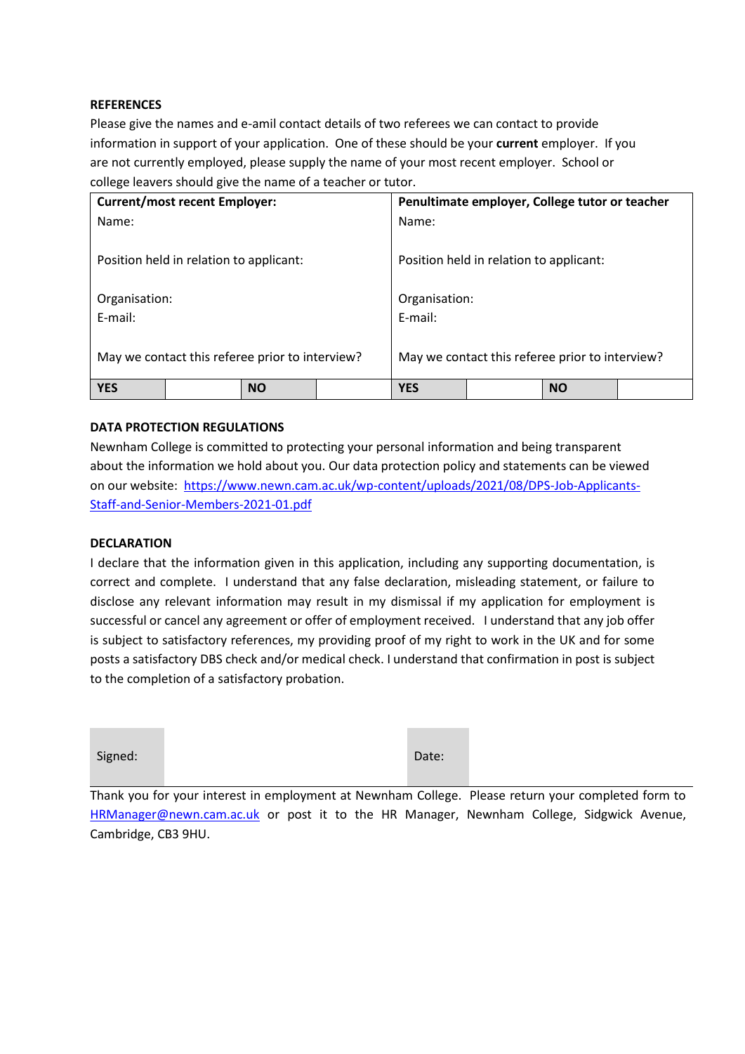**REFERENCES**

Please give the names and e-amil contact details of two referees we can contact to provide information in support of your application. One of these should be your **current** employer. If you are not currently employed, please supply the name of your most recent employer. School or college leavers should give the name of a teacher or tutor.

| **Current/most recent Employer:**<br>Name:<br><br>Position held in relation to applicant:<br><br>Organisation:<br>E-mail:<br><br>May we contact this referee prior to interview? | | | | **Penultimate employer, College tutor or teacher**<br>Name:<br><br>Position held in relation to applicant:<br><br>Organisation:<br>E-mail:<br><br>May we contact this referee prior to interview? | | | |
|---|---|---|---|---|---|---|---|
| **YES** | | **NO** | | **YES** | | **NO** | |

**DATA PROTECTION REGULATIONS**

Newnham College is committed to protecting your personal information and being transparent about the information we hold about you. Our data protection policy and statements can be viewed on our website: [https://www.newn.cam.ac.uk/wp-content/uploads/2021/08/DPS-Job-Applicants-Staff-and-Senior-Members-2021-01.pdf](https://www.newn.cam.ac.uk/wp-content/uploads/2021/08/DPS-Job-Applicants-Staff-and-Senior-Members-2021-01.pdf)

**DECLARATION**

I declare that the information given in this application, including any supporting documentation, is correct and complete. I understand that any false declaration, misleading statement, or failure to disclose any relevant information may result in my dismissal if my application for employment is successful or cancel any agreement or offer of employment received. I understand that any job offer is subject to satisfactory references, my providing proof of my right to work in the UK and for some posts a satisfactory DBS check and/or medical check. I understand that confirmation in post is subject to the completion of a satisfactory probation.

| Signed: | | Date: | |
|---|---|---|---|

Thank you for your interest in employment at Newnham College. Please return your completed form to [HRManager@newn.cam.ac.uk](mailto:HRManager@newn.cam.ac.uk) or post it to the HR Manager, Newnham College, Sidgwick Avenue, Cambridge, CB3 9HU.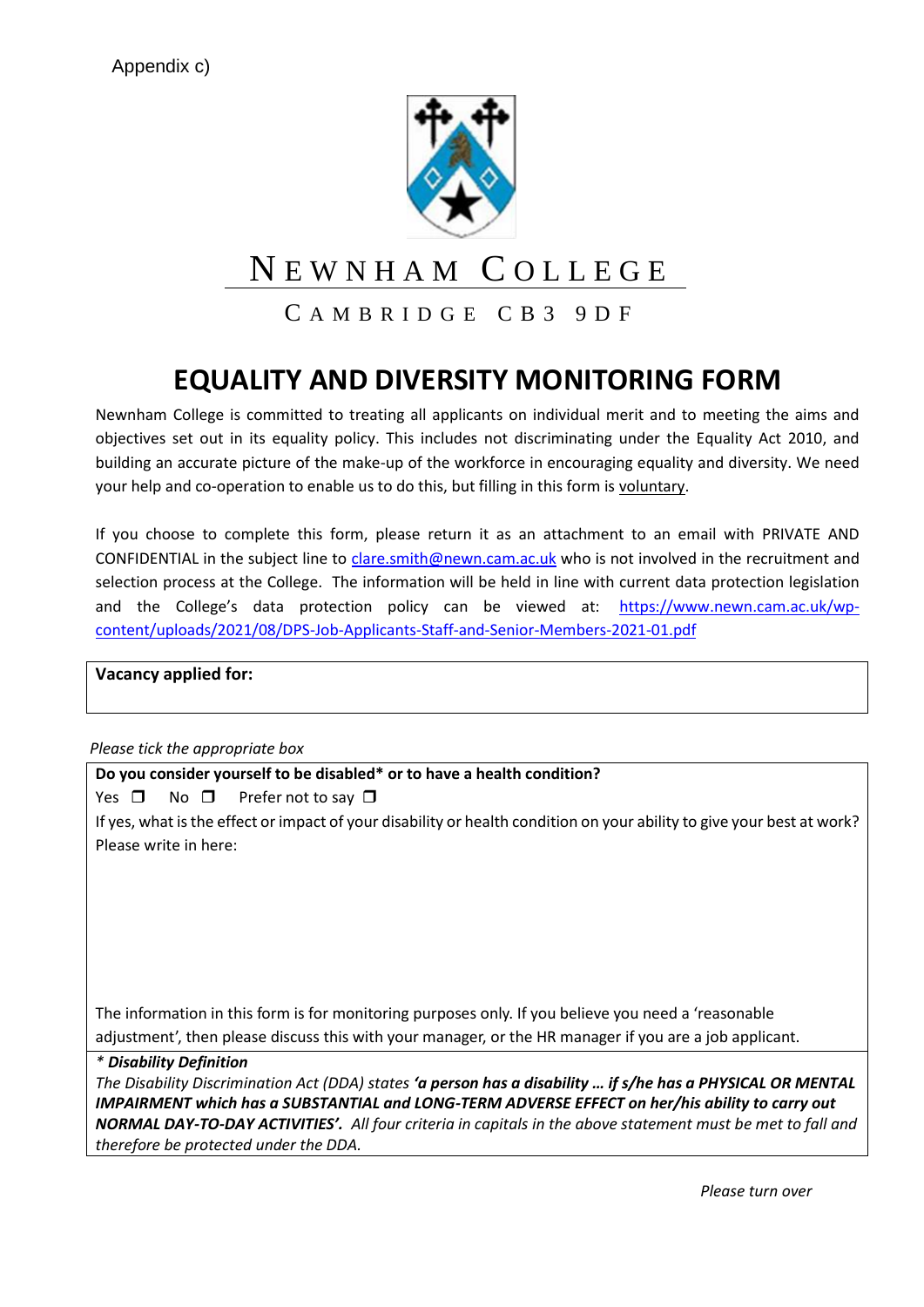Appendix c)

# NEWNHAM COLLEGE

CAMBRIDGE CB3 9DF

# EQUALITY AND DIVERSITY MONITORING FORM

Newnham College is committed to treating all applicants on individual merit and to meeting the aims and objectives set out in its equality policy. This includes not discriminating under the Equality Act 2010, and building an accurate picture of the make-up of the workforce in encouraging equality and diversity. We need your help and co-operation to enable us to do this, but filling in this form is voluntary.

If you choose to complete this form, please return it as an attachment to an email with PRIVATE AND CONFIDENTIAL in the subject line to clare.smith@newn.cam.ac.uk who is not involved in the recruitment and selection process at the College. The information will be held in line with current data protection legislation and the College's data protection policy can be viewed at: https://www.newn.cam.ac.uk/wp-content/uploads/2021/08/DPS-Job-Applicants-Staff-and-Senior-Members-2021-01.pdf

**Vacancy applied for:**

*Please tick the appropriate box*

**Do you consider yourself to be disabled* or to have a health condition?**

Yes ❒ No ❒ Prefer not to say ❒

If yes, what is the effect or impact of your disability or health condition on your ability to give your best at work? Please write in here:

The information in this form is for monitoring purposes only. If you believe you need a 'reasonable adjustment', then please discuss this with your manager, or the HR manager if you are a job applicant.

***Disability Definition***

*The Disability Discrimination Act (DDA) states **'a person has a disability … if s/he has a PHYSICAL OR MENTAL IMPAIRMENT which has a SUBSTANTIAL and LONG-TERM ADVERSE EFFECT on her/his ability to carry out NORMAL DAY-TO-DAY ACTIVITIES'.** All four criteria in capitals in the above statement must be met to fall and therefore be protected under the DDA.*

*Please turn over*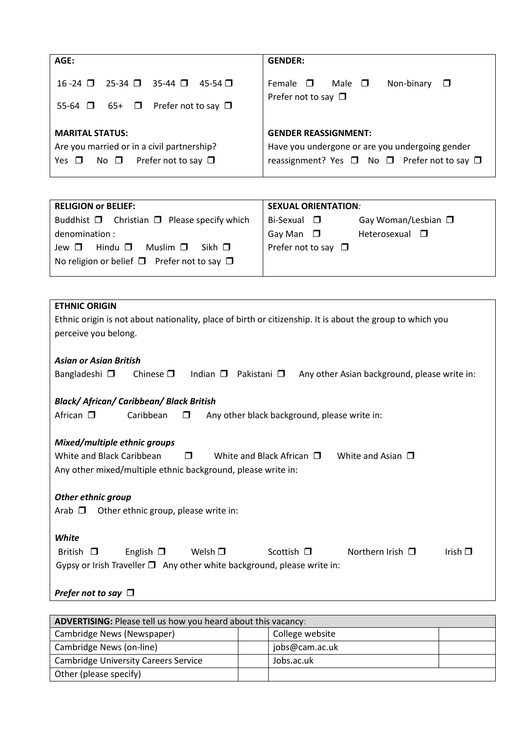| **AGE:** | **GENDER:** |
|---|---|
| 16 -24 ❐ 25-34 ❐ 35-44 ❐ 45-54 ❐<br>55-64 ❐ 65+ ❐ Prefer not to say ❐ | Female ❐ Male ❐ Non-binary ❐<br>Prefer not to say ❐ |
| **MARITAL STATUS:**<br>Are you married or in a civil partnership?<br>Yes ❐ No ❐ Prefer not to say ❐ | **GENDER REASSIGNMENT:**<br>Have you undergone or are you undergoing gender reassignment? Yes ❐ No ❐ Prefer not to say ❐ |

| **RELIGION or BELIEF:** | ***SEXUAL ORIENTATION:*** |
|---|---|
| Buddhist ❐ Christian ❐ Please specify which denomination :<br>Jew ❐ Hindu ❐ Muslim ❐ Sikh ❐<br>No religion or belief ❐ Prefer not to say ❐ | Bi-Sexual ❐ Gay Woman/Lesbian ❐<br>Gay Man ❐ Heterosexual ❐<br>Prefer not to say ❐ |

**ETHNIC ORIGIN**

Ethnic origin is not about nationality, place of birth or citizenship. It is about the group to which you perceive you belong.

***Asian or Asian British***

Bangladeshi ❐ Chinese ❐ Indian ❐ Pakistani ❐ Any other Asian background, please write in:

***Black/ African/ Caribbean/ Black British***

African ❐ Caribbean ❐ Any other black background, please write in:

***Mixed/multiple ethnic groups***

White and Black Caribbean ❐ White and Black African ❐ White and Asian ❐

Any other mixed/multiple ethnic background, please write in:

***Other ethnic group***

Arab ❐ Other ethnic group, please write in:

***White***

British ❐ English ❐ Welsh ❐ Scottish ❐ Northern Irish ❐ Irish ❐

Gypsy or Irish Traveller ❐ Any other white background, please write in:

***Prefer not to say*** ❐

| **ADVERTISING:** Please tell us how you heard about this vacancy: | | | |
|---|---|---|---|
| Cambridge News (Newspaper) | | College website | |
| Cambridge News (on-line) | | jobs@cam.ac.uk | |
| Cambridge University Careers Service | | Jobs.ac.uk | |
| Other (please specify) | | | |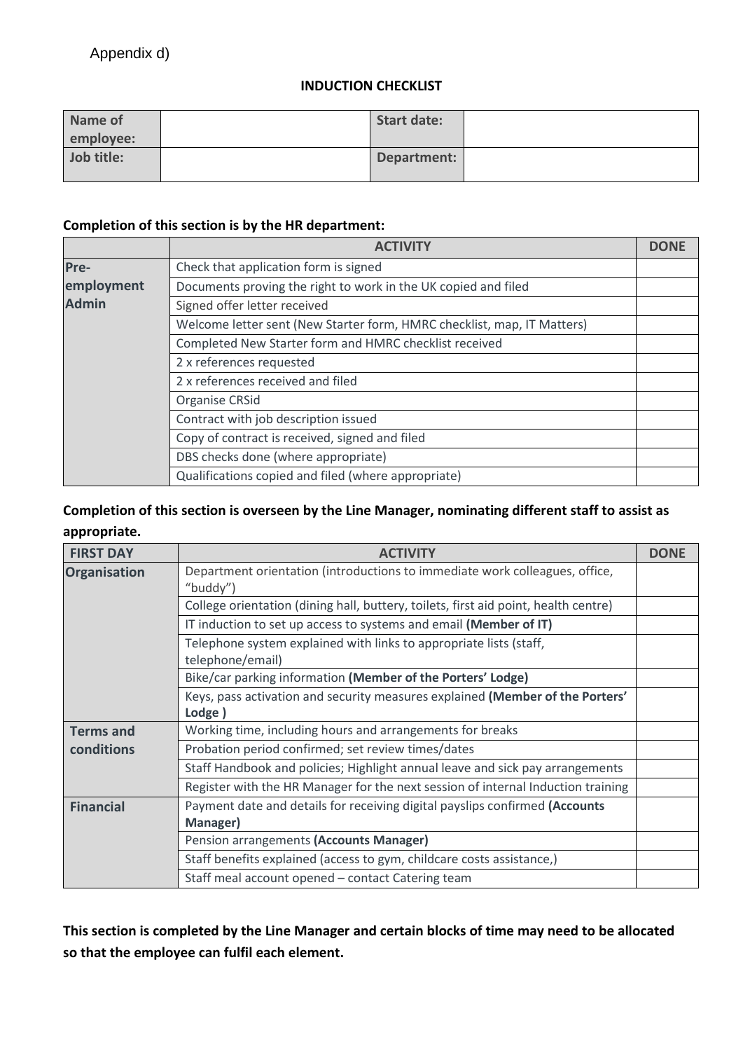Appendix d)

**INDUCTION CHECKLIST**

| **Name of employee:** | | **Start date:** | |
|---|---|---|---|
| **Job title:** | | **Department:** | |

**Completion of this section is by the HR department:**

| | **ACTIVITY** | **DONE** |
|---|---|---|
| **Pre-employment Admin** | Check that application form is signed | |
| | Documents proving the right to work in the UK copied and filed | |
| | Signed offer letter received | |
| | Welcome letter sent (New Starter form, HMRC checklist, map, IT Matters) | |
| | Completed New Starter form and HMRC checklist received | |
| | 2 x references requested | |
| | 2 x references received and filed | |
| | Organise CRSid | |
| | Contract with job description issued | |
| | Copy of contract is received, signed and filed | |
| | DBS checks done (where appropriate) | |
| | Qualifications copied and filed (where appropriate) | |

**Completion of this section is overseen by the Line Manager, nominating different staff to assist as appropriate.**

| **FIRST DAY** | **ACTIVITY** | **DONE** |
|---|---|---|
| **Organisation** | Department orientation (introductions to immediate work colleagues, office, “buddy”) | |
| | College orientation (dining hall, buttery, toilets, first aid point, health centre) | |
| | IT induction to set up access to systems and email **(Member of IT)** | |
| | Telephone system explained with links to appropriate lists (staff, telephone/email) | |
| | Bike/car parking information **(Member of the Porters’ Lodge)** | |
| | Keys, pass activation and security measures explained **(Member of the Porters’ Lodge )** | |
| **Terms and conditions** | Working time, including hours and arrangements for breaks | |
| | Probation period confirmed; set review times/dates | |
| | Staff Handbook and policies; Highlight annual leave and sick pay arrangements | |
| | Register with the HR Manager for the next session of internal Induction training | |
| **Financial** | Payment date and details for receiving digital payslips confirmed **(Accounts Manager)** | |
| | Pension arrangements **(Accounts Manager)** | |
| | Staff benefits explained (access to gym, childcare costs assistance,) | |
| | Staff meal account opened – contact Catering team | |

**This section is completed by the Line Manager and certain blocks of time may need to be allocated so that the employee can fulfil each element.**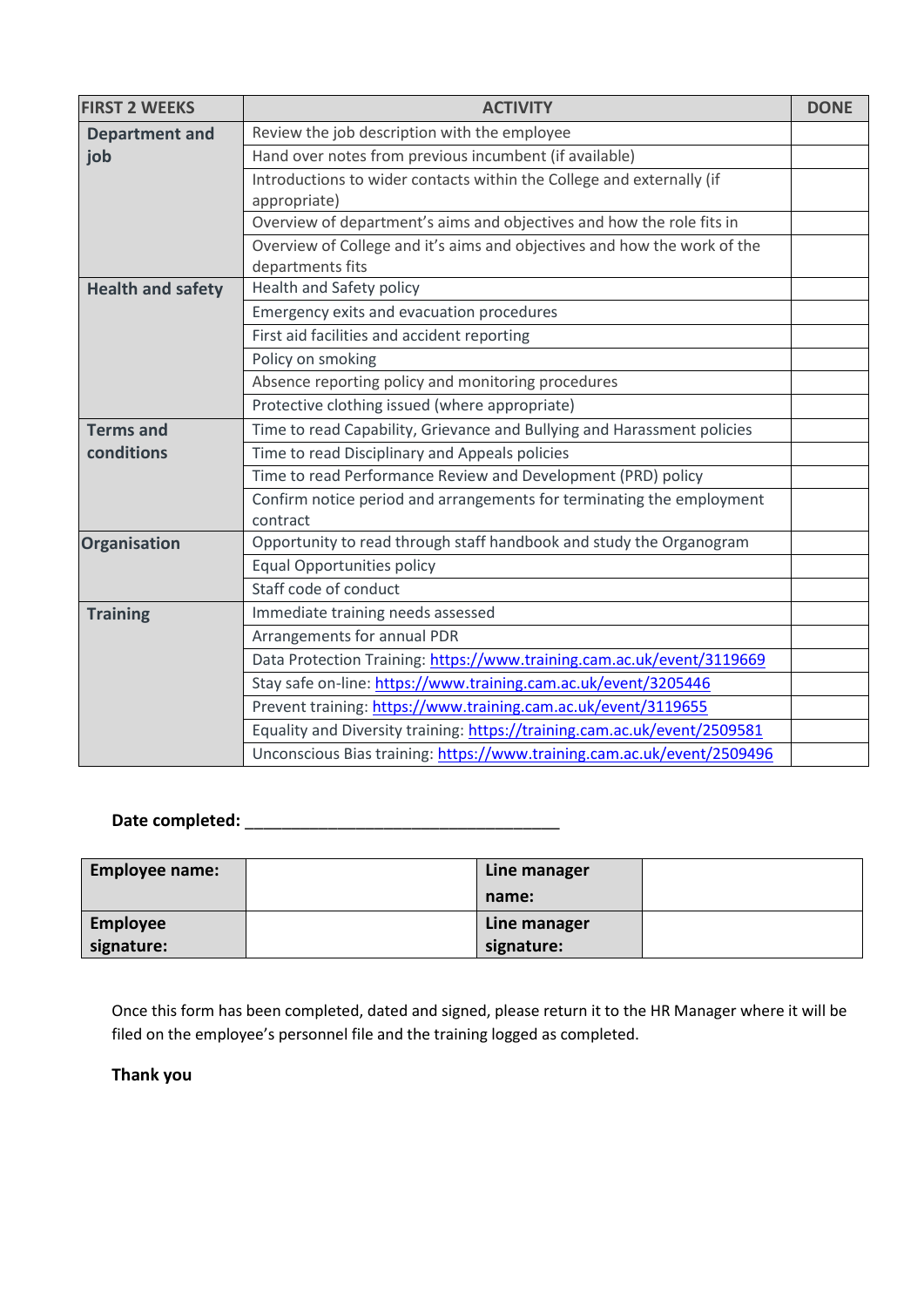| FIRST 2 WEEKS | ACTIVITY | DONE |
|---|---|---|
| **Department and job** | Review the job description with the employee | |
| | Hand over notes from previous incumbent (if available) | |
| | Introductions to wider contacts within the College and externally (if appropriate) | |
| | Overview of department's aims and objectives and how the role fits in | |
| | Overview of College and it's aims and objectives and how the work of the departments fits | |
| **Health and safety** | Health and Safety policy | |
| | Emergency exits and evacuation procedures | |
| | First aid facilities and accident reporting | |
| | Policy on smoking | |
| | Absence reporting policy and monitoring procedures | |
| | Protective clothing issued (where appropriate) | |
| **Terms and conditions** | Time to read Capability, Grievance and Bullying and Harassment policies | |
| | Time to read Disciplinary and Appeals policies | |
| | Time to read Performance Review and Development (PRD) policy | |
| | Confirm notice period and arrangements for terminating the employment contract | |
| **Organisation** | Opportunity to read through staff handbook and study the Organogram | |
| | Equal Opportunities policy | |
| | Staff code of conduct | |
| **Training** | Immediate training needs assessed | |
| | Arrangements for annual PDR | |
| | Data Protection Training: https://www.training.cam.ac.uk/event/3119669 | |
| | Stay safe on-line: https://www.training.cam.ac.uk/event/3205446 | |
| | Prevent training: https://www.training.cam.ac.uk/event/3119655 | |
| | Equality and Diversity training: https://training.cam.ac.uk/event/2509581 | |
| | Unconscious Bias training: https://www.training.cam.ac.uk/event/2509496 | |

**Date completed:** ___________________________________

| | | | |
|---|---|---|---|
| **Employee name:** | | **Line manager name:** | |
| **Employee signature:** | | **Line manager signature:** | |

Once this form has been completed, dated and signed, please return it to the HR Manager where it will be filed on the employee's personnel file and the training logged as completed.

**Thank you**